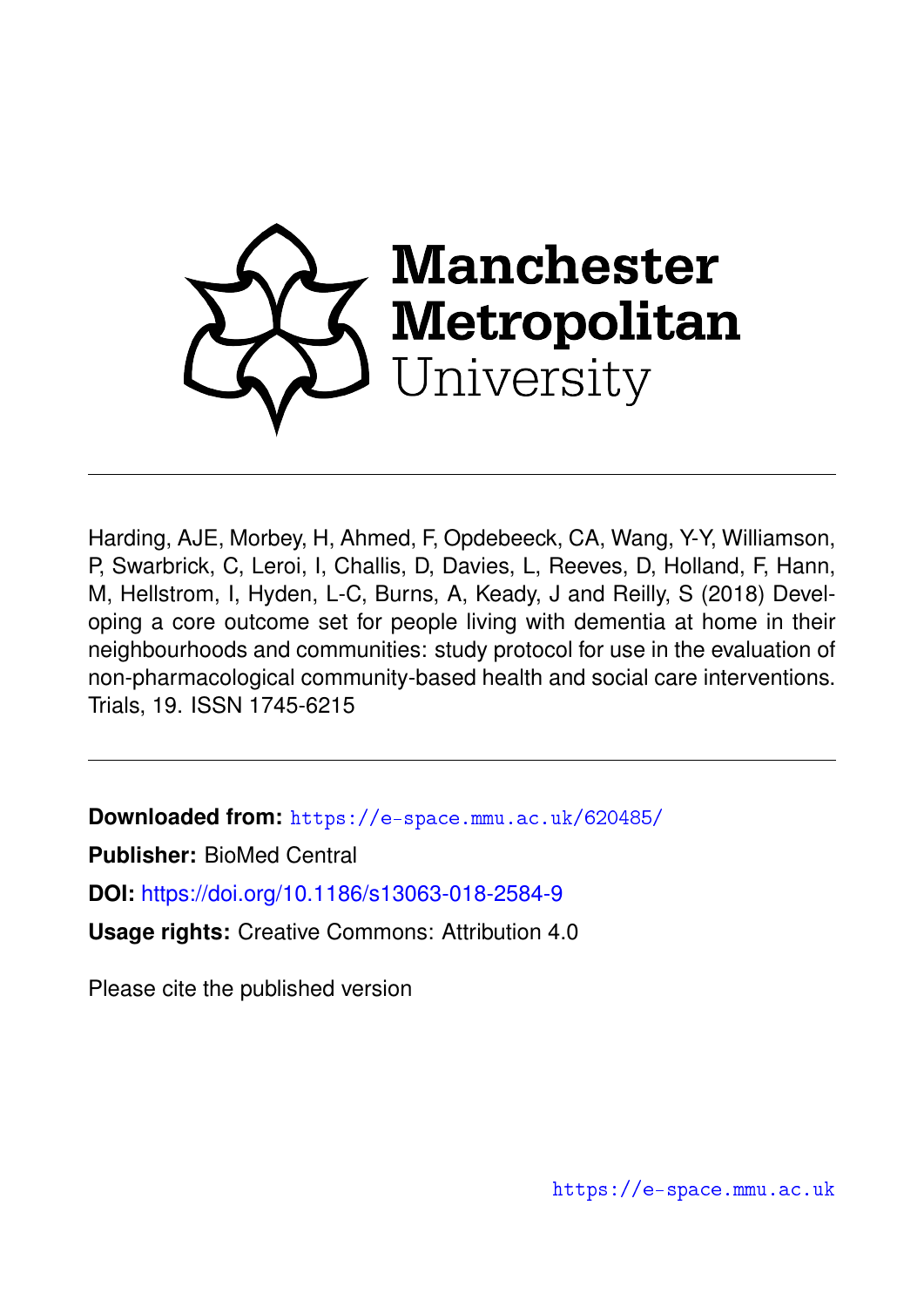Manchester Metropolitan University

Harding, AJE, Morbey, H, Ahmed, F, Opdebeeck, CA, Wang, Y-Y, Williamson, P, Swarbrick, C, Leroi, I, Challis, D, Davies, L, Reeves, D, Holland, F, Hann, M, Hellstrom, I, Hyden, L-C, Burns, A, Keady, J and Reilly, S (2018) Developing a core outcome set for people living with dementia at home in their neighbourhoods and communities: study protocol for use in the evaluation of non-pharmacological community-based health and social care interventions. Trials, 19. ISSN 1745-6215

**Downloaded from:** https://e-space.mmu.ac.uk/620485/

**Publisher:** BioMed Central

**DOI:** https://doi.org/10.1186/s13063-018-2584-9

**Usage rights:** Creative Commons: Attribution 4.0

Please cite the published version

https://e-space.mmu.ac.uk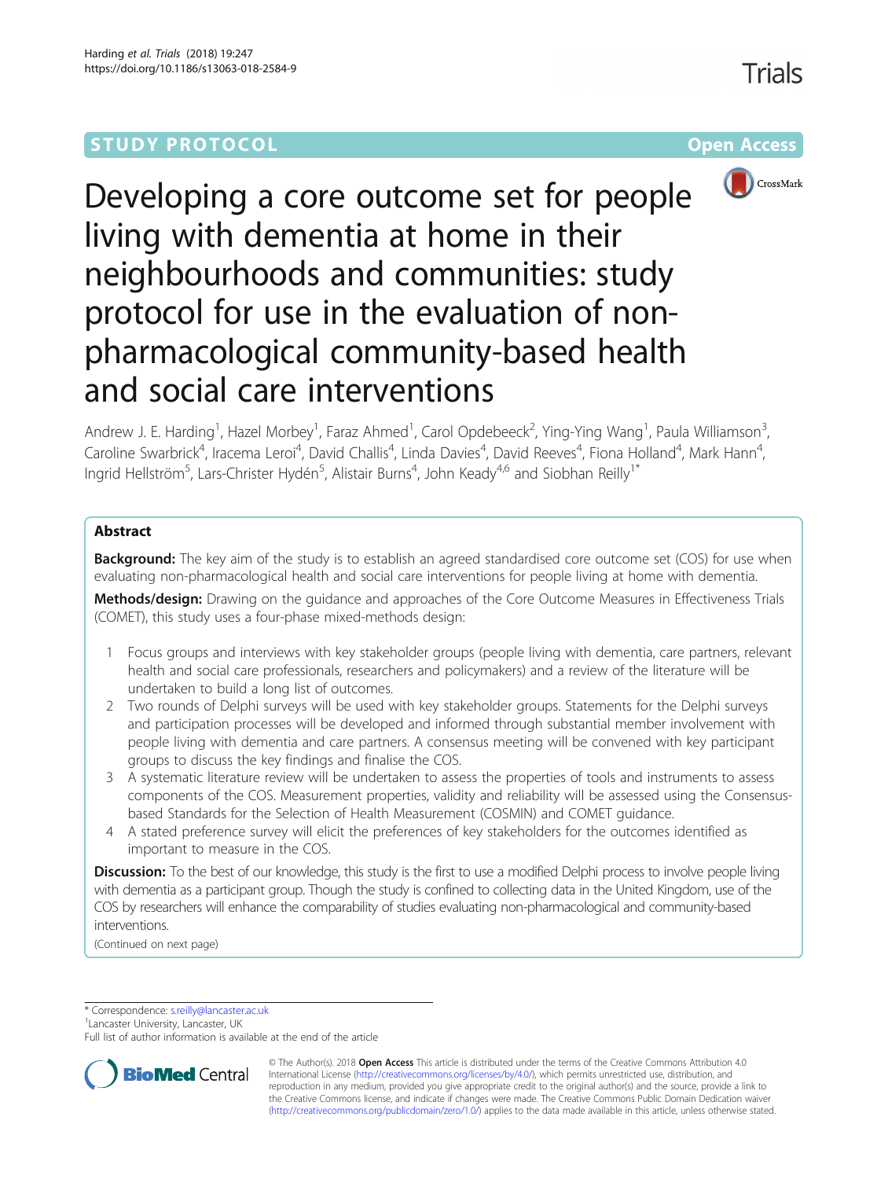STUDY PROTOCOL

Open Access

# Developing a core outcome set for people living with dementia at home in their neighbourhoods and communities: study protocol for use in the evaluation of non-pharmacological community-based health and social care interventions

Andrew J. E. Harding[1], Hazel Morbey[1], Faraz Ahmed[1], Carol Opdebeeck[2], Ying-Ying Wang[1], Paula Williamson[3], Caroline Swarbrick[4], Iracema Leroi[4], David Challis[4], Linda Davies[4], David Reeves[4], Fiona Holland[4], Mark Hann[4], Ingrid Hellström[5], Lars-Christer Hydén[5], Alistair Burns[4], John Keady[4,6] and Siobhan Reilly[1*]

## Abstract

**Background:** The key aim of the study is to establish an agreed standardised core outcome set (COS) for use when evaluating non-pharmacological health and social care interventions for people living at home with dementia.

**Methods/design:** Drawing on the guidance and approaches of the Core Outcome Measures in Effectiveness Trials (COMET), this study uses a four-phase mixed-methods design:

1 Focus groups and interviews with key stakeholder groups (people living with dementia, care partners, relevant health and social care professionals, researchers and policymakers) and a review of the literature will be undertaken to build a long list of outcomes.

2 Two rounds of Delphi surveys will be used with key stakeholder groups. Statements for the Delphi surveys and participation processes will be developed and informed through substantial member involvement with people living with dementia and care partners. A consensus meeting will be convened with key participant groups to discuss the key findings and finalise the COS.

3 A systematic literature review will be undertaken to assess the properties of tools and instruments to assess components of the COS. Measurement properties, validity and reliability will be assessed using the Consensus-based Standards for the Selection of Health Measurement (COSMIN) and COMET guidance.

4 A stated preference survey will elicit the preferences of key stakeholders for the outcomes identified as important to measure in the COS.

**Discussion:** To the best of our knowledge, this study is the first to use a modified Delphi process to involve people living with dementia as a participant group. Though the study is confined to collecting data in the United Kingdom, use of the COS by researchers will enhance the comparability of studies evaluating non-pharmacological and community-based interventions.

(Continued on next page)

* Correspondence: s.reilly@lancaster.ac.uk
[1]Lancaster University, Lancaster, UK
Full list of author information is available at the end of the article

© The Author(s). 2018 **Open Access** This article is distributed under the terms of the Creative Commons Attribution 4.0 International License (http://creativecommons.org/licenses/by/4.0/), which permits unrestricted use, distribution, and reproduction in any medium, provided you give appropriate credit to the original author(s) and the source, provide a link to the Creative Commons license, and indicate if changes were made. The Creative Commons Public Domain Dedication waiver (http://creativecommons.org/publicdomain/zero/1.0/) applies to the data made available in this article, unless otherwise stated.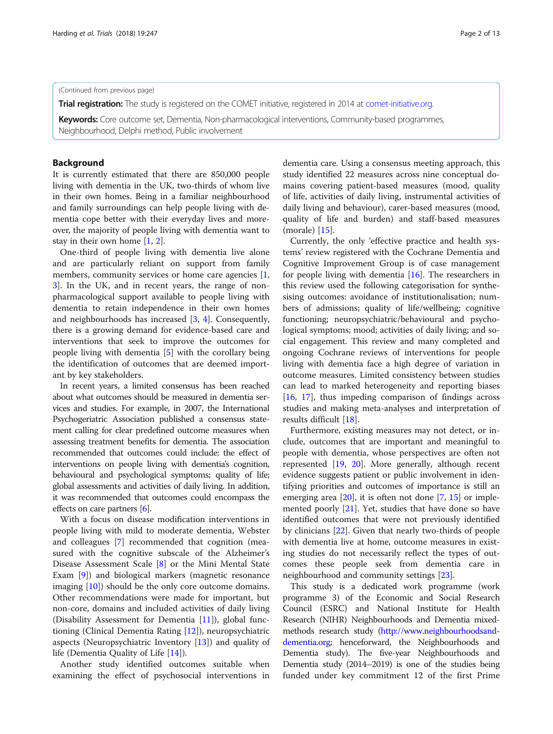(Continued from previous page)

**Trial registration:** The study is registered on the COMET initiative, registered in 2014 at comet-initiative.org.

**Keywords:** Core outcome set, Dementia, Non-pharmacological interventions, Community-based programmes, Neighbourhood, Delphi method, Public involvement

## Background

It is currently estimated that there are 850,000 people living with dementia in the UK, two-thirds of whom live in their own homes. Being in a familiar neighbourhood and family surroundings can help people living with dementia cope better with their everyday lives and moreover, the majority of people living with dementia want to stay in their own home [1, 2].

One-third of people living with dementia live alone and are particularly reliant on support from family members, community services or home care agencies [1, 3]. In the UK, and in recent years, the range of non-pharmacological support available to people living with dementia to retain independence in their own homes and neighbourhoods has increased [3, 4]. Consequently, there is a growing demand for evidence-based care and interventions that seek to improve the outcomes for people living with dementia [5] with the corollary being the identification of outcomes that are deemed important by key stakeholders.

In recent years, a limited consensus has been reached about what outcomes should be measured in dementia services and studies. For example, in 2007, the International Psychogeriatric Association published a consensus statement calling for clear predefined outcome measures when assessing treatment benefits for dementia. The association recommended that outcomes could include: the effect of interventions on people living with dementia's cognition, behavioural and psychological symptoms; quality of life; global assessments and activities of daily living. In addition, it was recommended that outcomes could encompass the effects on care partners [6].

With a focus on disease modification interventions in people living with mild to moderate dementia, Webster and colleagues [7] recommended that cognition (measured with the cognitive subscale of the Alzheimer's Disease Assessment Scale [8] or the Mini Mental State Exam [9]) and biological markers (magnetic resonance imaging [10]) should be the only core outcome domains. Other recommendations were made for important, but non-core, domains and included activities of daily living (Disability Assessment for Dementia [11]), global functioning (Clinical Dementia Rating [12]), neuropsychiatric aspects (Neuropsychiatric Inventory [13]) and quality of life (Dementia Quality of Life [14]).

Another study identified outcomes suitable when examining the effect of psychosocial interventions in dementia care. Using a consensus meeting approach, this study identified 22 measures across nine conceptual domains covering patient-based measures (mood, quality of life, activities of daily living, instrumental activities of daily living and behaviour), carer-based measures (mood, quality of life and burden) and staff-based measures (morale) [15].

Currently, the only 'effective practice and health systems' review registered with the Cochrane Dementia and Cognitive Improvement Group is of case management for people living with dementia [16]. The researchers in this review used the following categorisation for synthesising outcomes: avoidance of institutionalisation; numbers of admissions; quality of life/wellbeing; cognitive functioning; neuropsychiatric/behavioural and psychological symptoms; mood; activities of daily living; and social engagement. This review and many completed and ongoing Cochrane reviews of interventions for people living with dementia face a high degree of variation in outcome measures. Limited consistency between studies can lead to marked heterogeneity and reporting biases [16, 17], thus impeding comparison of findings across studies and making meta-analyses and interpretation of results difficult [18].

Furthermore, existing measures may not detect, or include, outcomes that are important and meaningful to people with dementia, whose perspectives are often not represented [19, 20]. More generally, although recent evidence suggests patient or public involvement in identifying priorities and outcomes of importance is still an emerging area [20], it is often not done [7, 15] or implemented poorly [21]. Yet, studies that have done so have identified outcomes that were not previously identified by clinicians [22]. Given that nearly two-thirds of people with dementia live at home, outcome measures in existing studies do not necessarily reflect the types of outcomes these people seek from dementia care in neighbourhood and community settings [23].

This study is a dedicated work programme (work programme 3) of the Economic and Social Research Council (ESRC) and National Institute for Health Research (NIHR) Neighbourhoods and Dementia mixed-methods research study (http://www.neighbourhoodsand-dementia.org; henceforward, the Neighbourhoods and Dementia study). The five-year Neighbourhoods and Dementia study (2014–2019) is one of the studies being funded under key commitment 12 of the first Prime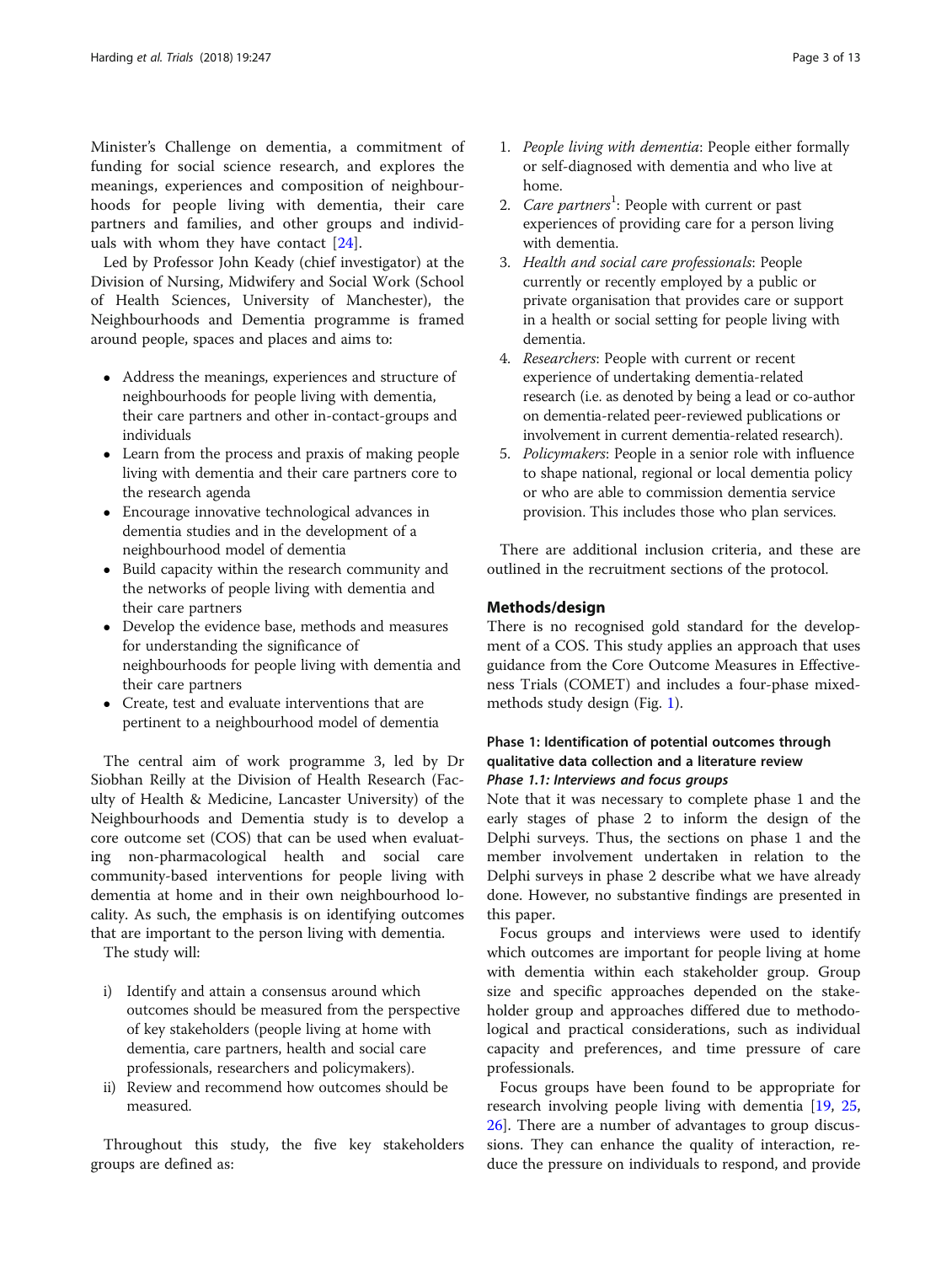Minister's Challenge on dementia, a commitment of funding for social science research, and explores the meanings, experiences and composition of neighbourhoods for people living with dementia, their care partners and families, and other groups and individuals with whom they have contact [24].

Led by Professor John Keady (chief investigator) at the Division of Nursing, Midwifery and Social Work (School of Health Sciences, University of Manchester), the Neighbourhoods and Dementia programme is framed around people, spaces and places and aims to:

- Address the meanings, experiences and structure of neighbourhoods for people living with dementia, their care partners and other in-contact-groups and individuals
- Learn from the process and praxis of making people living with dementia and their care partners core to the research agenda
- Encourage innovative technological advances in dementia studies and in the development of a neighbourhood model of dementia
- Build capacity within the research community and the networks of people living with dementia and their care partners
- Develop the evidence base, methods and measures for understanding the significance of neighbourhoods for people living with dementia and their care partners
- Create, test and evaluate interventions that are pertinent to a neighbourhood model of dementia

The central aim of work programme 3, led by Dr Siobhan Reilly at the Division of Health Research (Faculty of Health & Medicine, Lancaster University) of the Neighbourhoods and Dementia study is to develop a core outcome set (COS) that can be used when evaluating non-pharmacological health and social care community-based interventions for people living with dementia at home and in their own neighbourhood locality. As such, the emphasis is on identifying outcomes that are important to the person living with dementia.

The study will:

i) Identify and attain a consensus around which outcomes should be measured from the perspective of key stakeholders (people living at home with dementia, care partners, health and social care professionals, researchers and policymakers).
ii) Review and recommend how outcomes should be measured.

Throughout this study, the five key stakeholders groups are defined as:

1. *People living with dementia*: People either formally or self-diagnosed with dementia and who live at home.
2. *Care partners*[1]: People with current or past experiences of providing care for a person living with dementia.
3. *Health and social care professionals*: People currently or recently employed by a public or private organisation that provides care or support in a health or social setting for people living with dementia.
4. *Researchers*: People with current or recent experience of undertaking dementia-related research (i.e. as denoted by being a lead or co-author on dementia-related peer-reviewed publications or involvement in current dementia-related research).
5. *Policymakers*: People in a senior role with influence to shape national, regional or local dementia policy or who are able to commission dementia service provision. This includes those who plan services.

There are additional inclusion criteria, and these are outlined in the recruitment sections of the protocol.

## Methods/design

There is no recognised gold standard for the development of a COS. This study applies an approach that uses guidance from the Core Outcome Measures in Effectiveness Trials (COMET) and includes a four-phase mixed-methods study design (Fig. 1).

### Phase 1: Identification of potential outcomes through qualitative data collection and a literature review

#### *Phase 1.1: Interviews and focus groups*

Note that it was necessary to complete phase 1 and the early stages of phase 2 to inform the design of the Delphi surveys. Thus, the sections on phase 1 and the member involvement undertaken in relation to the Delphi surveys in phase 2 describe what we have already done. However, no substantive findings are presented in this paper.

Focus groups and interviews were used to identify which outcomes are important for people living at home with dementia within each stakeholder group. Group size and specific approaches depended on the stakeholder group and approaches differed due to methodological and practical considerations, such as individual capacity and preferences, and time pressure of care professionals.

Focus groups have been found to be appropriate for research involving people living with dementia [19, 25, 26]. There are a number of advantages to group discussions. They can enhance the quality of interaction, reduce the pressure on individuals to respond, and provide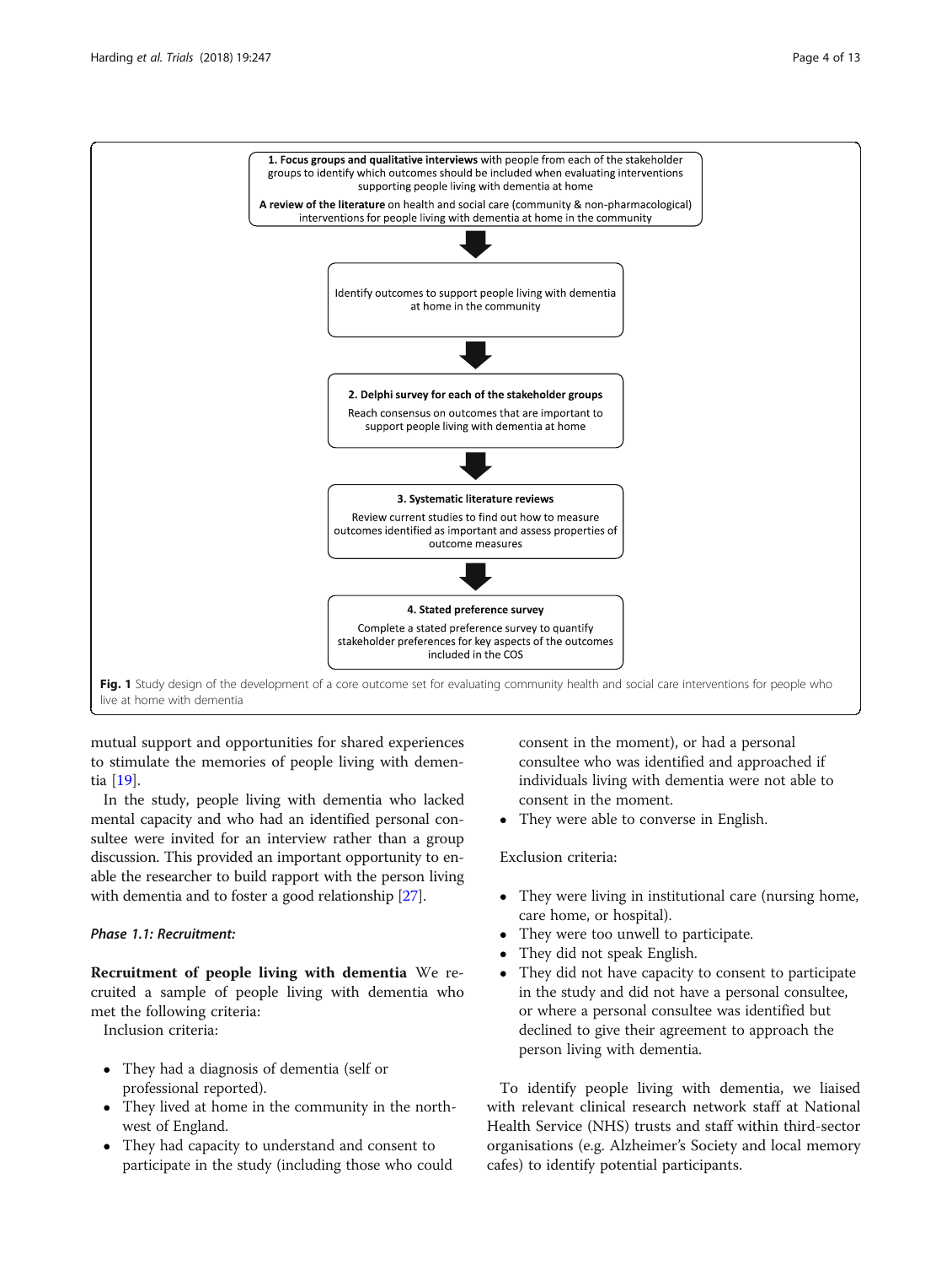**1. Focus groups and qualitative interviews** with people from each of the stakeholder groups to identify which outcomes should be included when evaluating interventions supporting people living with dementia at home

**A review of the literature** on health and social care (community & non-pharmacological) interventions for people living with dementia at home in the community

Identify outcomes to support people living with dementia at home in the community

**2. Delphi survey for each of the stakeholder groups**

Reach consensus on outcomes that are important to support people living with dementia at home

**3. Systematic literature reviews**

Review current studies to find out how to measure outcomes identified as important and assess properties of outcome measures

**4. Stated preference survey**

Complete a stated preference survey to quantify stakeholder preferences for key aspects of the outcomes included in the COS

**Fig. 1** Study design of the development of a core outcome set for evaluating community health and social care interventions for people who live at home with dementia

mutual support and opportunities for shared experiences to stimulate the memories of people living with dementia [19].

In the study, people living with dementia who lacked mental capacity and who had an identified personal consultee were invited for an interview rather than a group discussion. This provided an important opportunity to enable the researcher to build rapport with the person living with dementia and to foster a good relationship [27].

#### *Phase 1.1: Recruitment:*

**Recruitment of people living with dementia** We recruited a sample of people living with dementia who met the following criteria:

Inclusion criteria:

- They had a diagnosis of dementia (self or professional reported).
- They lived at home in the community in the north-west of England.
- They had capacity to understand and consent to participate in the study (including those who could consent in the moment), or had a personal consultee who was identified and approached if individuals living with dementia were not able to consent in the moment.
- They were able to converse in English.

Exclusion criteria:

- They were living in institutional care (nursing home, care home, or hospital).
- They were too unwell to participate.
- They did not speak English.
- They did not have capacity to consent to participate in the study and did not have a personal consultee, or where a personal consultee was identified but declined to give their agreement to approach the person living with dementia.

To identify people living with dementia, we liaised with relevant clinical research network staff at National Health Service (NHS) trusts and staff within third-sector organisations (e.g. Alzheimer's Society and local memory cafes) to identify potential participants.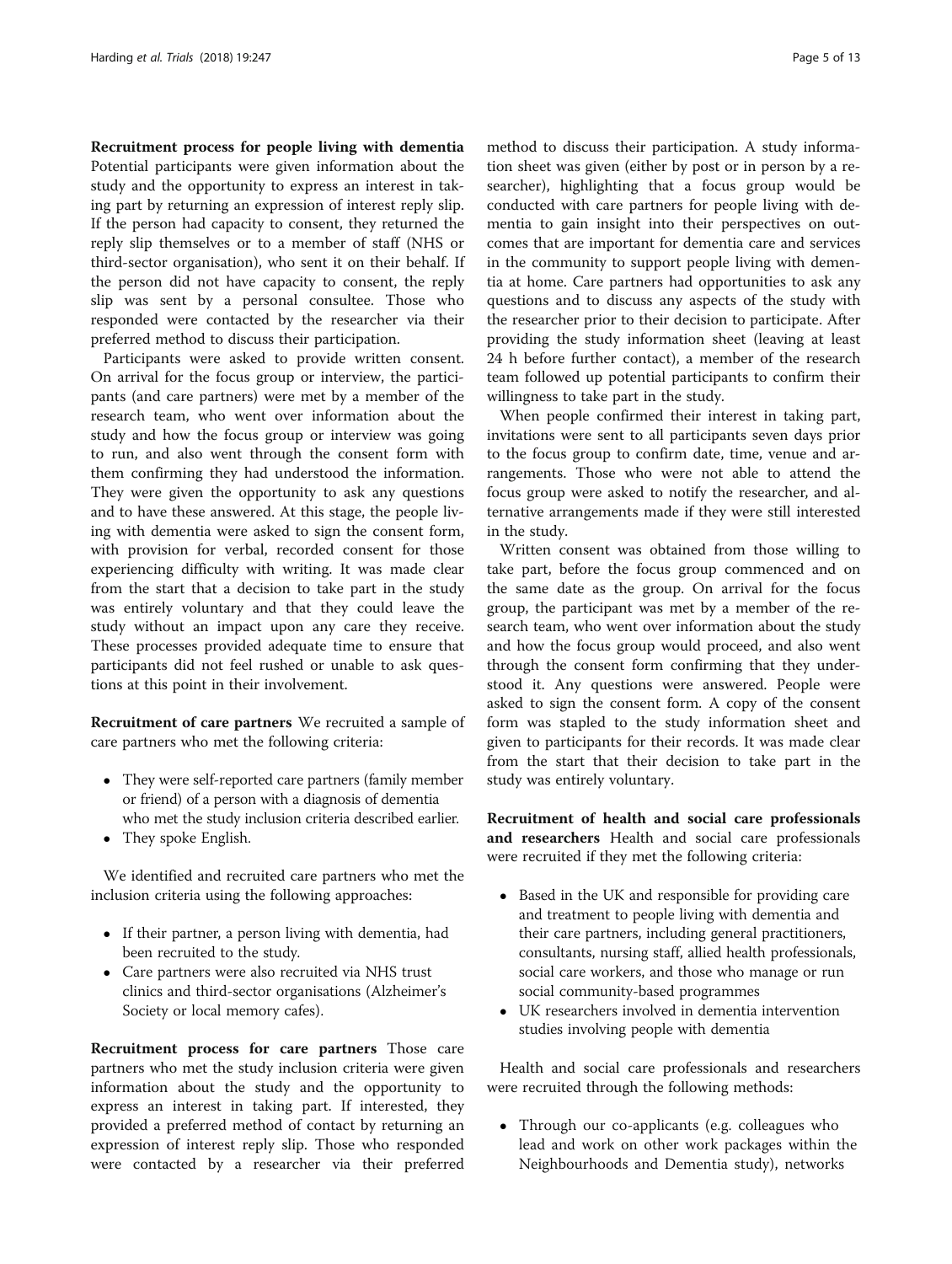**Recruitment process for people living with dementia** Potential participants were given information about the study and the opportunity to express an interest in taking part by returning an expression of interest reply slip. If the person had capacity to consent, they returned the reply slip themselves or to a member of staff (NHS or third-sector organisation), who sent it on their behalf. If the person did not have capacity to consent, the reply slip was sent by a personal consultee. Those who responded were contacted by the researcher via their preferred method to discuss their participation.

Participants were asked to provide written consent. On arrival for the focus group or interview, the participants (and care partners) were met by a member of the research team, who went over information about the study and how the focus group or interview was going to run, and also went through the consent form with them confirming they had understood the information. They were given the opportunity to ask any questions and to have these answered. At this stage, the people living with dementia were asked to sign the consent form, with provision for verbal, recorded consent for those experiencing difficulty with writing. It was made clear from the start that a decision to take part in the study was entirely voluntary and that they could leave the study without an impact upon any care they receive. These processes provided adequate time to ensure that participants did not feel rushed or unable to ask questions at this point in their involvement.

**Recruitment of care partners** We recruited a sample of care partners who met the following criteria:

- They were self-reported care partners (family member or friend) of a person with a diagnosis of dementia who met the study inclusion criteria described earlier.
- They spoke English.

We identified and recruited care partners who met the inclusion criteria using the following approaches:

- If their partner, a person living with dementia, had been recruited to the study.
- Care partners were also recruited via NHS trust clinics and third-sector organisations (Alzheimer's Society or local memory cafes).

**Recruitment process for care partners** Those care partners who met the study inclusion criteria were given information about the study and the opportunity to express an interest in taking part. If interested, they provided a preferred method of contact by returning an expression of interest reply slip. Those who responded were contacted by a researcher via their preferred method to discuss their participation. A study information sheet was given (either by post or in person by a researcher), highlighting that a focus group would be conducted with care partners for people living with dementia to gain insight into their perspectives on outcomes that are important for dementia care and services in the community to support people living with dementia at home. Care partners had opportunities to ask any questions and to discuss any aspects of the study with the researcher prior to their decision to participate. After providing the study information sheet (leaving at least 24 h before further contact), a member of the research team followed up potential participants to confirm their willingness to take part in the study.

When people confirmed their interest in taking part, invitations were sent to all participants seven days prior to the focus group to confirm date, time, venue and arrangements. Those who were not able to attend the focus group were asked to notify the researcher, and alternative arrangements made if they were still interested in the study.

Written consent was obtained from those willing to take part, before the focus group commenced and on the same date as the group. On arrival for the focus group, the participant was met by a member of the research team, who went over information about the study and how the focus group would proceed, and also went through the consent form confirming that they understood it. Any questions were answered. People were asked to sign the consent form. A copy of the consent form was stapled to the study information sheet and given to participants for their records. It was made clear from the start that their decision to take part in the study was entirely voluntary.

**Recruitment of health and social care professionals and researchers** Health and social care professionals were recruited if they met the following criteria:

- Based in the UK and responsible for providing care and treatment to people living with dementia and their care partners, including general practitioners, consultants, nursing staff, allied health professionals, social care workers, and those who manage or run social community-based programmes
- UK researchers involved in dementia intervention studies involving people with dementia

Health and social care professionals and researchers were recruited through the following methods:

- Through our co-applicants (e.g. colleagues who lead and work on other work packages within the Neighbourhoods and Dementia study), networks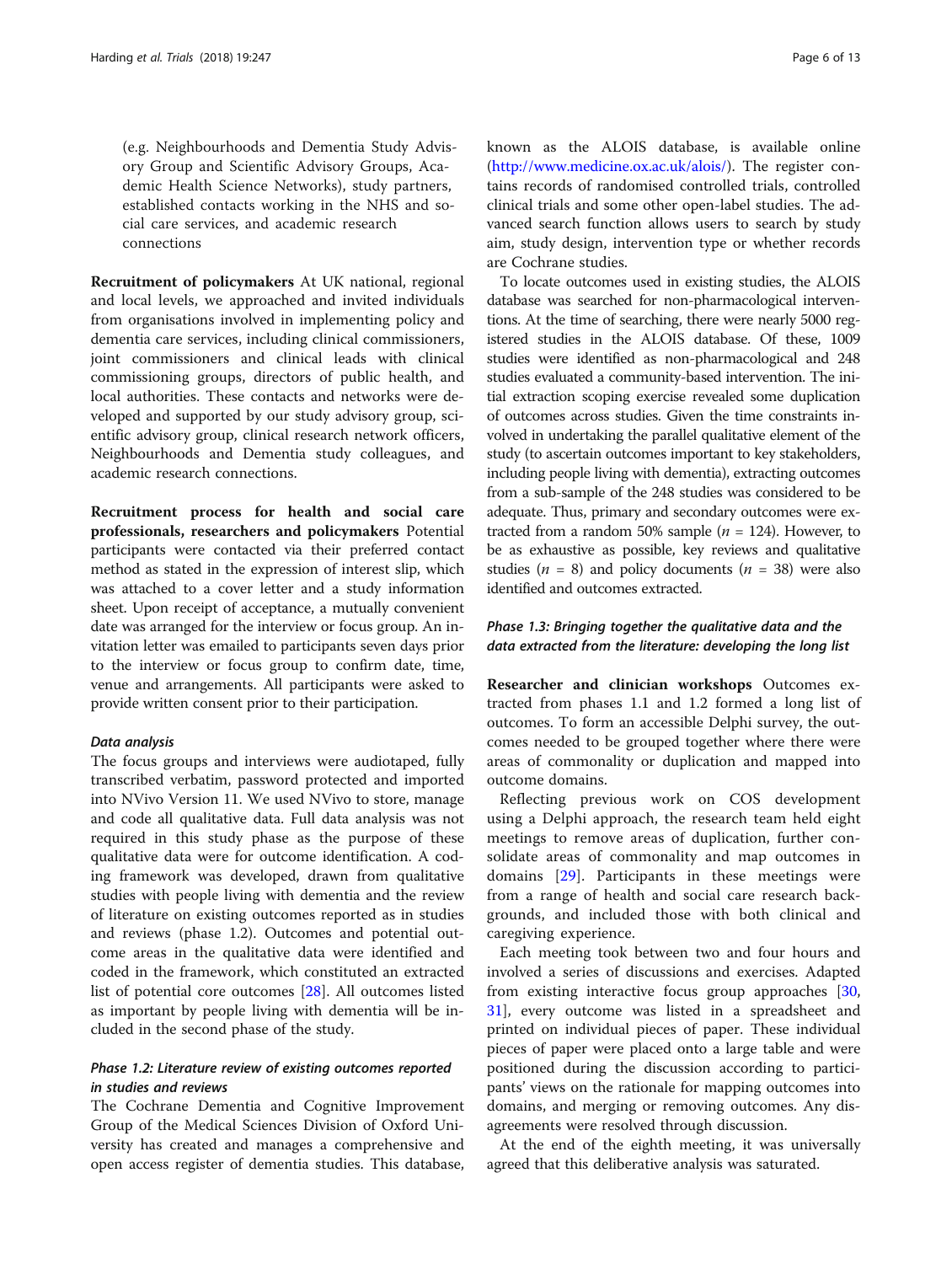(e.g. Neighbourhoods and Dementia Study Advisory Group and Scientific Advisory Groups, Academic Health Science Networks), study partners, established contacts working in the NHS and social care services, and academic research connections

**Recruitment of policymakers** At UK national, regional and local levels, we approached and invited individuals from organisations involved in implementing policy and dementia care services, including clinical commissioners, joint commissioners and clinical leads with clinical commissioning groups, directors of public health, and local authorities. These contacts and networks were developed and supported by our study advisory group, scientific advisory group, clinical research network officers, Neighbourhoods and Dementia study colleagues, and academic research connections.

**Recruitment process for health and social care professionals, researchers and policymakers** Potential participants were contacted via their preferred contact method as stated in the expression of interest slip, which was attached to a cover letter and a study information sheet. Upon receipt of acceptance, a mutually convenient date was arranged for the interview or focus group. An invitation letter was emailed to participants seven days prior to the interview or focus group to confirm date, time, venue and arrangements. All participants were asked to provide written consent prior to their participation.

#### *Data analysis*

The focus groups and interviews were audiotaped, fully transcribed verbatim, password protected and imported into NVivo Version 11. We used NVivo to store, manage and code all qualitative data. Full data analysis was not required in this study phase as the purpose of these qualitative data were for outcome identification. A coding framework was developed, drawn from qualitative studies with people living with dementia and the review of literature on existing outcomes reported as in studies and reviews (phase 1.2). Outcomes and potential outcome areas in the qualitative data were identified and coded in the framework, which constituted an extracted list of potential core outcomes [28]. All outcomes listed as important by people living with dementia will be included in the second phase of the study.

### *Phase 1.2: Literature review of existing outcomes reported in studies and reviews*

The Cochrane Dementia and Cognitive Improvement Group of the Medical Sciences Division of Oxford University has created and manages a comprehensive and open access register of dementia studies. This database, known as the ALOIS database, is available online (http://www.medicine.ox.ac.uk/alois/). The register contains records of randomised controlled trials, controlled clinical trials and some other open-label studies. The advanced search function allows users to search by study aim, study design, intervention type or whether records are Cochrane studies.

To locate outcomes used in existing studies, the ALOIS database was searched for non-pharmacological interventions. At the time of searching, there were nearly 5000 registered studies in the ALOIS database. Of these, 1009 studies were identified as non-pharmacological and 248 studies evaluated a community-based intervention. The initial extraction scoping exercise revealed some duplication of outcomes across studies. Given the time constraints involved in undertaking the parallel qualitative element of the study (to ascertain outcomes important to key stakeholders, including people living with dementia), extracting outcomes from a sub-sample of the 248 studies was considered to be adequate. Thus, primary and secondary outcomes were extracted from a random 50% sample ($n$ = 124). However, to be as exhaustive as possible, key reviews and qualitative studies ($n$ = 8) and policy documents ($n$ = 38) were also identified and outcomes extracted.

### *Phase 1.3: Bringing together the qualitative data and the data extracted from the literature: developing the long list*

**Researcher and clinician workshops** Outcomes extracted from phases 1.1 and 1.2 formed a long list of outcomes. To form an accessible Delphi survey, the outcomes needed to be grouped together where there were areas of commonality or duplication and mapped into outcome domains.

Reflecting previous work on COS development using a Delphi approach, the research team held eight meetings to remove areas of duplication, further consolidate areas of commonality and map outcomes in domains [29]. Participants in these meetings were from a range of health and social care research backgrounds, and included those with both clinical and caregiving experience.

Each meeting took between two and four hours and involved a series of discussions and exercises. Adapted from existing interactive focus group approaches [30, 31], every outcome was listed in a spreadsheet and printed on individual pieces of paper. These individual pieces of paper were placed onto a large table and were positioned during the discussion according to participants' views on the rationale for mapping outcomes into domains, and merging or removing outcomes. Any disagreements were resolved through discussion.

At the end of the eighth meeting, it was universally agreed that this deliberative analysis was saturated.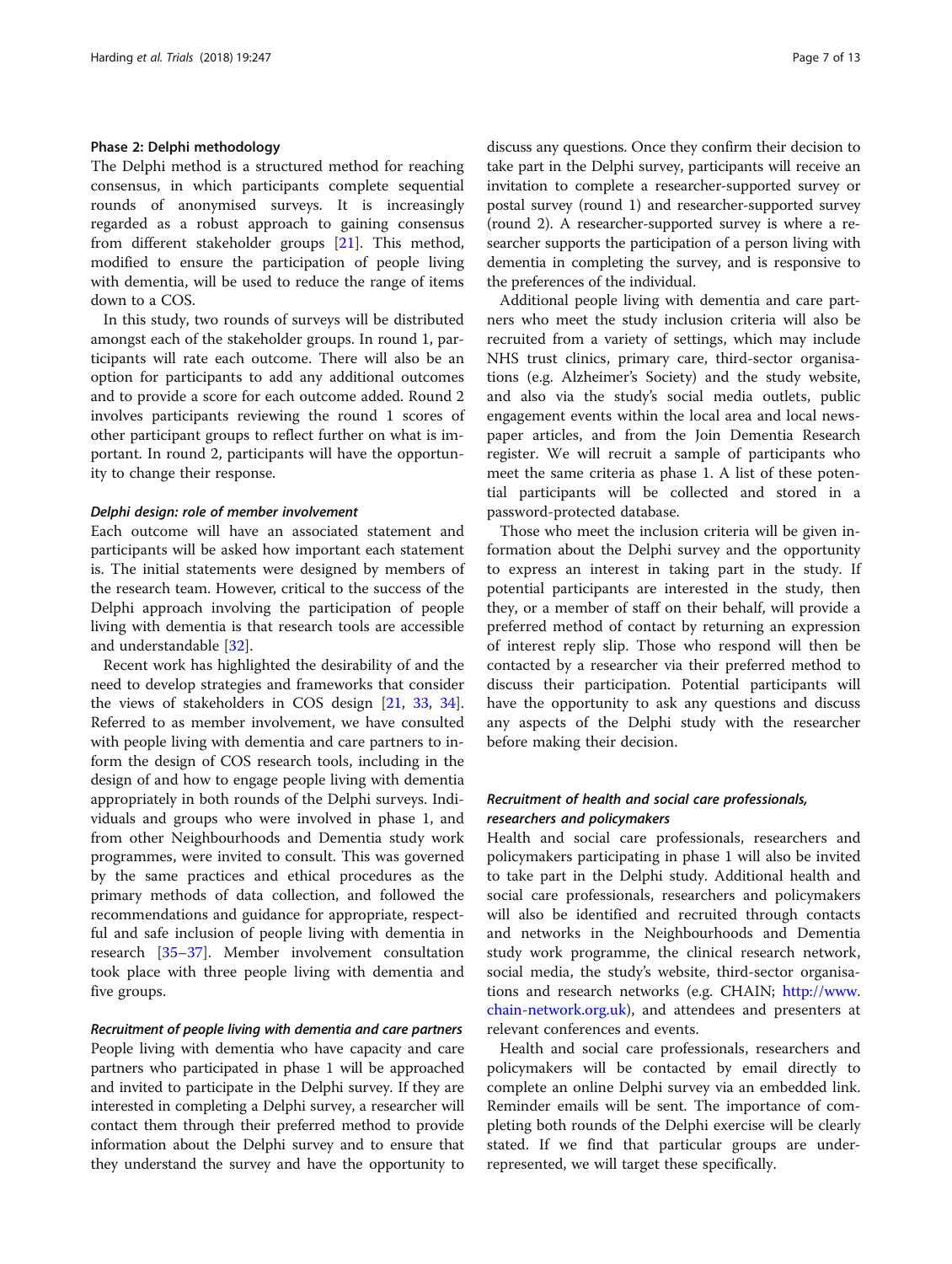### Phase 2: Delphi methodology

The Delphi method is a structured method for reaching consensus, in which participants complete sequential rounds of anonymised surveys. It is increasingly regarded as a robust approach to gaining consensus from different stakeholder groups [21]. This method, modified to ensure the participation of people living with dementia, will be used to reduce the range of items down to a COS.

In this study, two rounds of surveys will be distributed amongst each of the stakeholder groups. In round 1, participants will rate each outcome. There will also be an option for participants to add any additional outcomes and to provide a score for each outcome added. Round 2 involves participants reviewing the round 1 scores of other participant groups to reflect further on what is important. In round 2, participants will have the opportunity to change their response.

#### *Delphi design: role of member involvement*

Each outcome will have an associated statement and participants will be asked how important each statement is. The initial statements were designed by members of the research team. However, critical to the success of the Delphi approach involving the participation of people living with dementia is that research tools are accessible and understandable [32].

Recent work has highlighted the desirability of and the need to develop strategies and frameworks that consider the views of stakeholders in COS design [21, 33, 34]. Referred to as member involvement, we have consulted with people living with dementia and care partners to inform the design of COS research tools, including in the design of and how to engage people living with dementia appropriately in both rounds of the Delphi surveys. Individuals and groups who were involved in phase 1, and from other Neighbourhoods and Dementia study work programmes, were invited to consult. This was governed by the same practices and ethical procedures as the primary methods of data collection, and followed the recommendations and guidance for appropriate, respectful and safe inclusion of people living with dementia in research [35–37]. Member involvement consultation took place with three people living with dementia and five groups.

#### *Recruitment of people living with dementia and care partners*

People living with dementia who have capacity and care partners who participated in phase 1 will be approached and invited to participate in the Delphi survey. If they are interested in completing a Delphi survey, a researcher will contact them through their preferred method to provide information about the Delphi survey and to ensure that they understand the survey and have the opportunity to discuss any questions. Once they confirm their decision to take part in the Delphi survey, participants will receive an invitation to complete a researcher-supported survey or postal survey (round 1) and researcher-supported survey (round 2). A researcher-supported survey is where a researcher supports the participation of a person living with dementia in completing the survey, and is responsive to the preferences of the individual.

Additional people living with dementia and care partners who meet the study inclusion criteria will also be recruited from a variety of settings, which may include NHS trust clinics, primary care, third-sector organisations (e.g. Alzheimer's Society) and the study website, and also via the study's social media outlets, public engagement events within the local area and local newspaper articles, and from the Join Dementia Research register. We will recruit a sample of participants who meet the same criteria as phase 1. A list of these potential participants will be collected and stored in a password-protected database.

Those who meet the inclusion criteria will be given information about the Delphi survey and the opportunity to express an interest in taking part in the study. If potential participants are interested in the study, then they, or a member of staff on their behalf, will provide a preferred method of contact by returning an expression of interest reply slip. Those who respond will then be contacted by a researcher via their preferred method to discuss their participation. Potential participants will have the opportunity to ask any questions and discuss any aspects of the Delphi study with the researcher before making their decision.

#### *Recruitment of health and social care professionals, researchers and policymakers*

Health and social care professionals, researchers and policymakers participating in phase 1 will also be invited to take part in the Delphi study. Additional health and social care professionals, researchers and policymakers will also be identified and recruited through contacts and networks in the Neighbourhoods and Dementia study work programme, the clinical research network, social media, the study's website, third-sector organisations and research networks (e.g. CHAIN; http://www.chain-network.org.uk), and attendees and presenters at relevant conferences and events.

Health and social care professionals, researchers and policymakers will be contacted by email directly to complete an online Delphi survey via an embedded link. Reminder emails will be sent. The importance of completing both rounds of the Delphi exercise will be clearly stated. If we find that particular groups are underrepresented, we will target these specifically.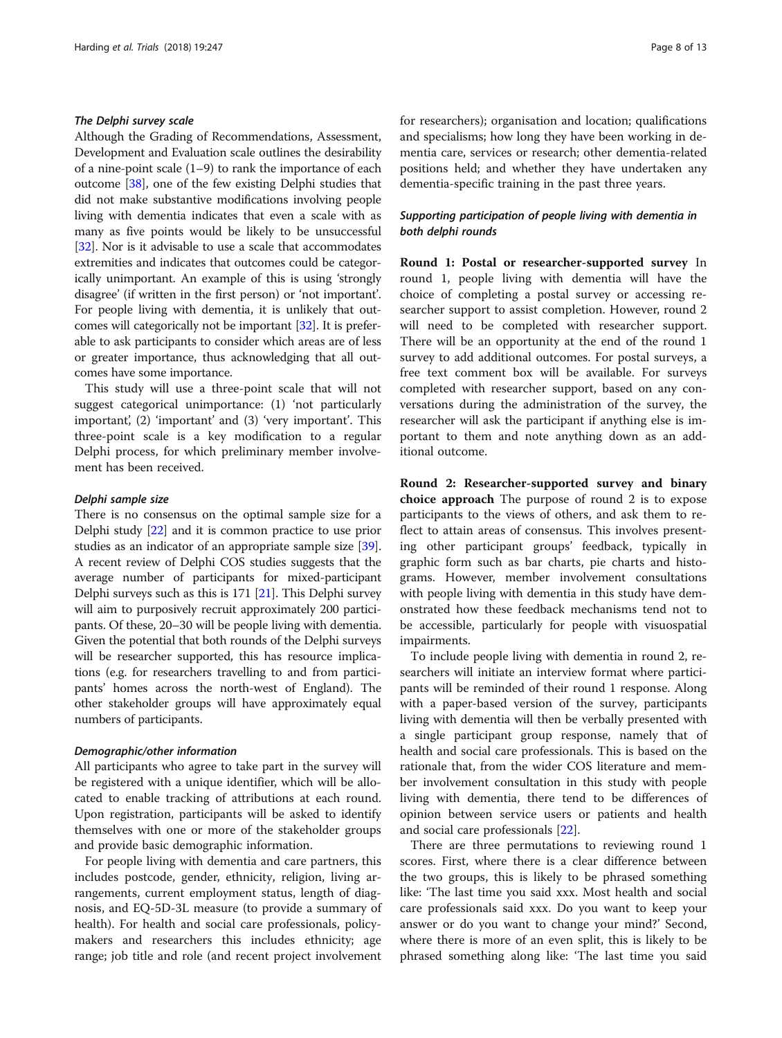#### The Delphi survey scale

Although the Grading of Recommendations, Assessment, Development and Evaluation scale outlines the desirability of a nine-point scale (1–9) to rank the importance of each outcome [38], one of the few existing Delphi studies that did not make substantive modifications involving people living with dementia indicates that even a scale with as many as five points would be likely to be unsuccessful [32]. Nor is it advisable to use a scale that accommodates extremities and indicates that outcomes could be categorically unimportant. An example of this is using 'strongly disagree' (if written in the first person) or 'not important'. For people living with dementia, it is unlikely that outcomes will categorically not be important [32]. It is preferable to ask participants to consider which areas are of less or greater importance, thus acknowledging that all outcomes have some importance.

This study will use a three-point scale that will not suggest categorical unimportance: (1) 'not particularly important', (2) 'important' and (3) 'very important'. This three-point scale is a key modification to a regular Delphi process, for which preliminary member involvement has been received.

#### Delphi sample size

There is no consensus on the optimal sample size for a Delphi study [22] and it is common practice to use prior studies as an indicator of an appropriate sample size [39]. A recent review of Delphi COS studies suggests that the average number of participants for mixed-participant Delphi surveys such as this is 171 [21]. This Delphi survey will aim to purposively recruit approximately 200 participants. Of these, 20–30 will be people living with dementia. Given the potential that both rounds of the Delphi surveys will be researcher supported, this has resource implications (e.g. for researchers travelling to and from participants' homes across the north-west of England). The other stakeholder groups will have approximately equal numbers of participants.

#### Demographic/other information

All participants who agree to take part in the survey will be registered with a unique identifier, which will be allocated to enable tracking of attributions at each round. Upon registration, participants will be asked to identify themselves with one or more of the stakeholder groups and provide basic demographic information.

For people living with dementia and care partners, this includes postcode, gender, ethnicity, religion, living arrangements, current employment status, length of diagnosis, and EQ-5D-3L measure (to provide a summary of health). For health and social care professionals, policymakers and researchers this includes ethnicity; age range; job title and role (and recent project involvement for researchers); organisation and location; qualifications and specialisms; how long they have been working in dementia care, services or research; other dementia-related positions held; and whether they have undertaken any dementia-specific training in the past three years.

#### Supporting participation of people living with dementia in both delphi rounds

**Round 1: Postal or researcher-supported survey** In round 1, people living with dementia will have the choice of completing a postal survey or accessing researcher support to assist completion. However, round 2 will need to be completed with researcher support. There will be an opportunity at the end of the round 1 survey to add additional outcomes. For postal surveys, a free text comment box will be available. For surveys completed with researcher support, based on any conversations during the administration of the survey, the researcher will ask the participant if anything else is important to them and note anything down as an additional outcome.

**Round 2: Researcher-supported survey and binary choice approach** The purpose of round 2 is to expose participants to the views of others, and ask them to reflect to attain areas of consensus. This involves presenting other participant groups' feedback, typically in graphic form such as bar charts, pie charts and histograms. However, member involvement consultations with people living with dementia in this study have demonstrated how these feedback mechanisms tend not to be accessible, particularly for people with visuospatial impairments.

To include people living with dementia in round 2, researchers will initiate an interview format where participants will be reminded of their round 1 response. Along with a paper-based version of the survey, participants living with dementia will then be verbally presented with a single participant group response, namely that of health and social care professionals. This is based on the rationale that, from the wider COS literature and member involvement consultation in this study with people living with dementia, there tend to be differences of opinion between service users or patients and health and social care professionals [22].

There are three permutations to reviewing round 1 scores. First, where there is a clear difference between the two groups, this is likely to be phrased something like: 'The last time you said xxx. Most health and social care professionals said xxx. Do you want to keep your answer or do you want to change your mind?' Second, where there is more of an even split, this is likely to be phrased something along like: 'The last time you said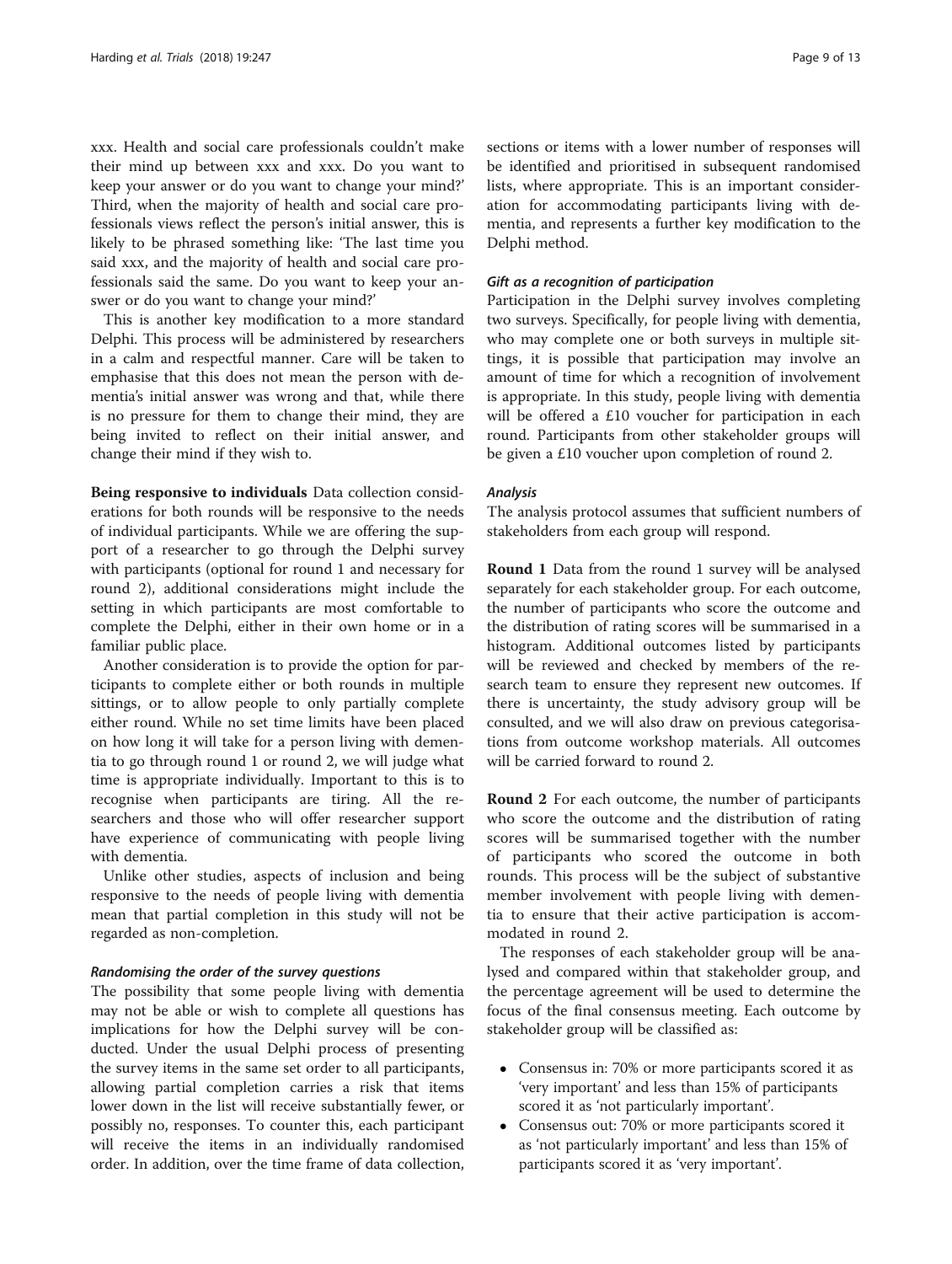xxx. Health and social care professionals couldn't make their mind up between xxx and xxx. Do you want to keep your answer or do you want to change your mind?' Third, when the majority of health and social care professionals views reflect the person's initial answer, this is likely to be phrased something like: 'The last time you said xxx, and the majority of health and social care professionals said the same. Do you want to keep your answer or do you want to change your mind?'

This is another key modification to a more standard Delphi. This process will be administered by researchers in a calm and respectful manner. Care will be taken to emphasise that this does not mean the person with dementia's initial answer was wrong and that, while there is no pressure for them to change their mind, they are being invited to reflect on their initial answer, and change their mind if they wish to.

**Being responsive to individuals** Data collection considerations for both rounds will be responsive to the needs of individual participants. While we are offering the support of a researcher to go through the Delphi survey with participants (optional for round 1 and necessary for round 2), additional considerations might include the setting in which participants are most comfortable to complete the Delphi, either in their own home or in a familiar public place.

Another consideration is to provide the option for participants to complete either or both rounds in multiple sittings, or to allow people to only partially complete either round. While no set time limits have been placed on how long it will take for a person living with dementia to go through round 1 or round 2, we will judge what time is appropriate individually. Important to this is to recognise when participants are tiring. All the researchers and those who will offer researcher support have experience of communicating with people living with dementia.

Unlike other studies, aspects of inclusion and being responsive to the needs of people living with dementia mean that partial completion in this study will not be regarded as non-completion.

#### Randomising the order of the survey questions

The possibility that some people living with dementia may not be able or wish to complete all questions has implications for how the Delphi survey will be conducted. Under the usual Delphi process of presenting the survey items in the same set order to all participants, allowing partial completion carries a risk that items lower down in the list will receive substantially fewer, or possibly no, responses. To counter this, each participant will receive the items in an individually randomised order. In addition, over the time frame of data collection, sections or items with a lower number of responses will be identified and prioritised in subsequent randomised lists, where appropriate. This is an important consideration for accommodating participants living with dementia, and represents a further key modification to the Delphi method.

#### Gift as a recognition of participation

Participation in the Delphi survey involves completing two surveys. Specifically, for people living with dementia, who may complete one or both surveys in multiple sittings, it is possible that participation may involve an amount of time for which a recognition of involvement is appropriate. In this study, people living with dementia will be offered a £10 voucher for participation in each round. Participants from other stakeholder groups will be given a £10 voucher upon completion of round 2.

### Analysis

The analysis protocol assumes that sufficient numbers of stakeholders from each group will respond.

**Round 1** Data from the round 1 survey will be analysed separately for each stakeholder group. For each outcome, the number of participants who score the outcome and the distribution of rating scores will be summarised in a histogram. Additional outcomes listed by participants will be reviewed and checked by members of the research team to ensure they represent new outcomes. If there is uncertainty, the study advisory group will be consulted, and we will also draw on previous categorisations from outcome workshop materials. All outcomes will be carried forward to round 2.

**Round 2** For each outcome, the number of participants who score the outcome and the distribution of rating scores will be summarised together with the number of participants who scored the outcome in both rounds. This process will be the subject of substantive member involvement with people living with dementia to ensure that their active participation is accommodated in round 2.

The responses of each stakeholder group will be analysed and compared within that stakeholder group, and the percentage agreement will be used to determine the focus of the final consensus meeting. Each outcome by stakeholder group will be classified as:

- Consensus in: 70% or more participants scored it as 'very important' and less than 15% of participants scored it as 'not particularly important'.
- Consensus out: 70% or more participants scored it as 'not particularly important' and less than 15% of participants scored it as 'very important'.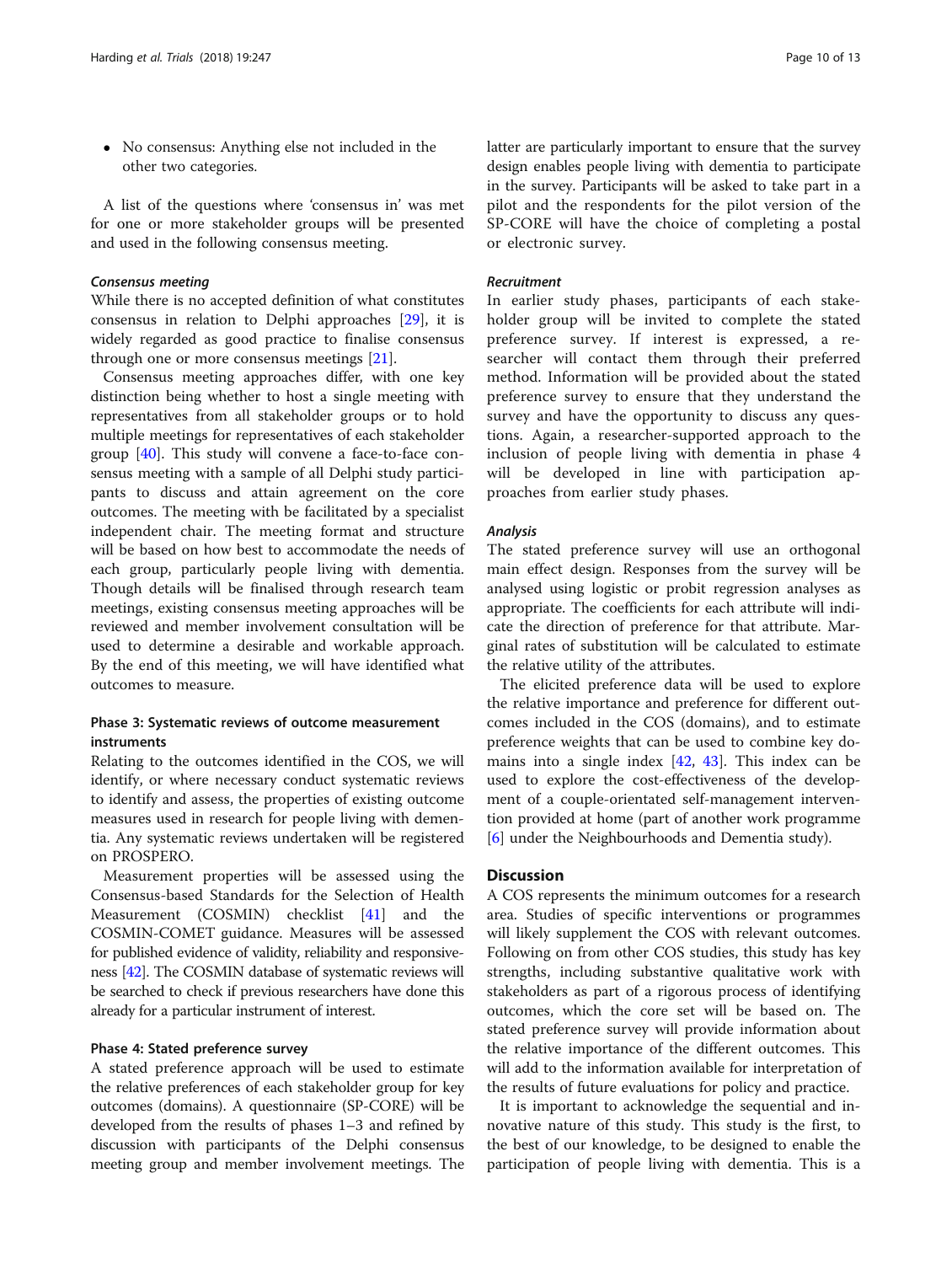- No consensus: Anything else not included in the other two categories.

A list of the questions where 'consensus in' was met for one or more stakeholder groups will be presented and used in the following consensus meeting.

#### *Consensus meeting*

While there is no accepted definition of what constitutes consensus in relation to Delphi approaches [29], it is widely regarded as good practice to finalise consensus through one or more consensus meetings [21].

Consensus meeting approaches differ, with one key distinction being whether to host a single meeting with representatives from all stakeholder groups or to hold multiple meetings for representatives of each stakeholder group [40]. This study will convene a face-to-face consensus meeting with a sample of all Delphi study participants to discuss and attain agreement on the core outcomes. The meeting with be facilitated by a specialist independent chair. The meeting format and structure will be based on how best to accommodate the needs of each group, particularly people living with dementia. Though details will be finalised through research team meetings, existing consensus meeting approaches will be reviewed and member involvement consultation will be used to determine a desirable and workable approach. By the end of this meeting, we will have identified what outcomes to measure.

### Phase 3: Systematic reviews of outcome measurement instruments

Relating to the outcomes identified in the COS, we will identify, or where necessary conduct systematic reviews to identify and assess, the properties of existing outcome measures used in research for people living with dementia. Any systematic reviews undertaken will be registered on PROSPERO.

Measurement properties will be assessed using the Consensus-based Standards for the Selection of Health Measurement (COSMIN) checklist [41] and the COSMIN-COMET guidance. Measures will be assessed for published evidence of validity, reliability and responsiveness [42]. The COSMIN database of systematic reviews will be searched to check if previous researchers have done this already for a particular instrument of interest.

### Phase 4: Stated preference survey

A stated preference approach will be used to estimate the relative preferences of each stakeholder group for key outcomes (domains). A questionnaire (SP-CORE) will be developed from the results of phases 1–3 and refined by discussion with participants of the Delphi consensus meeting group and member involvement meetings. The latter are particularly important to ensure that the survey design enables people living with dementia to participate in the survey. Participants will be asked to take part in a pilot and the respondents for the pilot version of the SP-CORE will have the choice of completing a postal or electronic survey.

#### *Recruitment*

In earlier study phases, participants of each stakeholder group will be invited to complete the stated preference survey. If interest is expressed, a researcher will contact them through their preferred method. Information will be provided about the stated preference survey to ensure that they understand the survey and have the opportunity to discuss any questions. Again, a researcher-supported approach to the inclusion of people living with dementia in phase 4 will be developed in line with participation approaches from earlier study phases.

#### *Analysis*

The stated preference survey will use an orthogonal main effect design. Responses from the survey will be analysed using logistic or probit regression analyses as appropriate. The coefficients for each attribute will indicate the direction of preference for that attribute. Marginal rates of substitution will be calculated to estimate the relative utility of the attributes.

The elicited preference data will be used to explore the relative importance and preference for different outcomes included in the COS (domains), and to estimate preference weights that can be used to combine key domains into a single index [42, 43]. This index can be used to explore the cost-effectiveness of the development of a couple-orientated self-management intervention provided at home (part of another work programme [6] under the Neighbourhoods and Dementia study).

## Discussion

A COS represents the minimum outcomes for a research area. Studies of specific interventions or programmes will likely supplement the COS with relevant outcomes. Following on from other COS studies, this study has key strengths, including substantive qualitative work with stakeholders as part of a rigorous process of identifying outcomes, which the core set will be based on. The stated preference survey will provide information about the relative importance of the different outcomes. This will add to the information available for interpretation of the results of future evaluations for policy and practice.

It is important to acknowledge the sequential and innovative nature of this study. This study is the first, to the best of our knowledge, to be designed to enable the participation of people living with dementia. This is a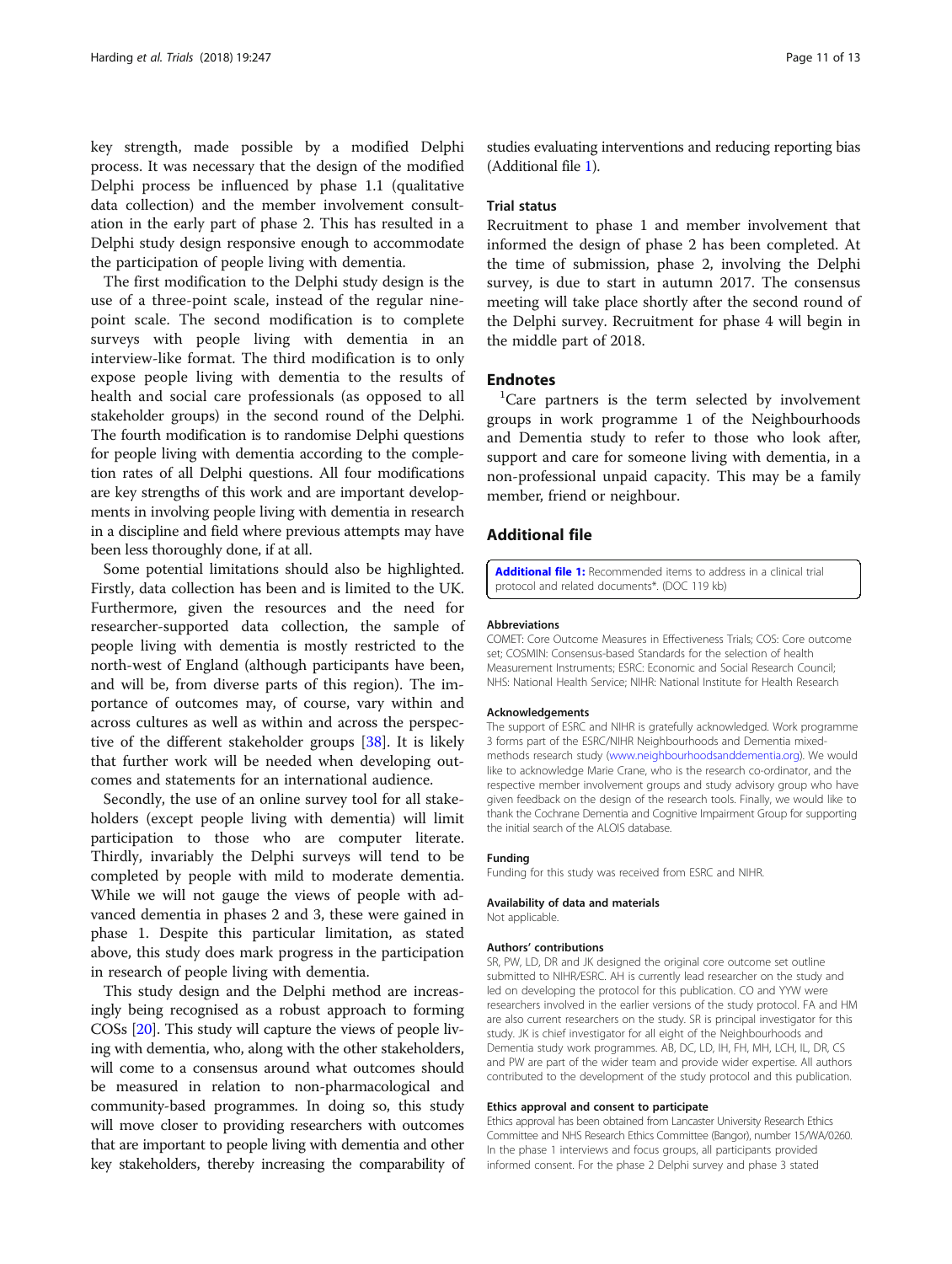key strength, made possible by a modified Delphi process. It was necessary that the design of the modified Delphi process be influenced by phase 1.1 (qualitative data collection) and the member involvement consultation in the early part of phase 2. This has resulted in a Delphi study design responsive enough to accommodate the participation of people living with dementia.

The first modification to the Delphi study design is the use of a three-point scale, instead of the regular nine-point scale. The second modification is to complete surveys with people living with dementia in an interview-like format. The third modification is to only expose people living with dementia to the results of health and social care professionals (as opposed to all stakeholder groups) in the second round of the Delphi. The fourth modification is to randomise Delphi questions for people living with dementia according to the completion rates of all Delphi questions. All four modifications are key strengths of this work and are important developments in involving people living with dementia in research in a discipline and field where previous attempts may have been less thoroughly done, if at all.

Some potential limitations should also be highlighted. Firstly, data collection has been and is limited to the UK. Furthermore, given the resources and the need for researcher-supported data collection, the sample of people living with dementia is mostly restricted to the north-west of England (although participants have been, and will be, from diverse parts of this region). The importance of outcomes may, of course, vary within and across cultures as well as within and across the perspective of the different stakeholder groups [38]. It is likely that further work will be needed when developing outcomes and statements for an international audience.

Secondly, the use of an online survey tool for all stakeholders (except people living with dementia) will limit participation to those who are computer literate. Thirdly, invariably the Delphi surveys will tend to be completed by people with mild to moderate dementia. While we will not gauge the views of people with advanced dementia in phases 2 and 3, these were gained in phase 1. Despite this particular limitation, as stated above, this study does mark progress in the participation in research of people living with dementia.

This study design and the Delphi method are increasingly being recognised as a robust approach to forming COSs [20]. This study will capture the views of people living with dementia, who, along with the other stakeholders, will come to a consensus around what outcomes should be measured in relation to non-pharmacological and community-based programmes. In doing so, this study will move closer to providing researchers with outcomes that are important to people living with dementia and other key stakeholders, thereby increasing the comparability of studies evaluating interventions and reducing reporting bias (Additional file 1).

## Trial status

Recruitment to phase 1 and member involvement that informed the design of phase 2 has been completed. At the time of submission, phase 2, involving the Delphi survey, is due to start in autumn 2017. The consensus meeting will take place shortly after the second round of the Delphi survey. Recruitment for phase 4 will begin in the middle part of 2018.

## Endnotes

[1]Care partners is the term selected by involvement groups in work programme 1 of the Neighbourhoods and Dementia study to refer to those who look after, support and care for someone living with dementia, in a non-professional unpaid capacity. This may be a family member, friend or neighbour.

## Additional file

**Additional file 1:** Recommended items to address in a clinical trial protocol and related documents*. (DOC 119 kb)

#### Abbreviations

COMET: Core Outcome Measures in Effectiveness Trials; COS: Core outcome set; COSMIN: Consensus-based Standards for the selection of health Measurement Instruments; ESRC: Economic and Social Research Council; NHS: National Health Service; NIHR: National Institute for Health Research

#### Acknowledgements

The support of ESRC and NIHR is gratefully acknowledged. Work programme 3 forms part of the ESRC/NIHR Neighbourhoods and Dementia mixed-methods research study (www.neighbourhoodsanddementia.org). We would like to acknowledge Marie Crane, who is the research co-ordinator, and the respective member involvement groups and study advisory group who have given feedback on the design of the research tools. Finally, we would like to thank the Cochrane Dementia and Cognitive Impairment Group for supporting the initial search of the ALOIS database.

#### Funding

Funding for this study was received from ESRC and NIHR.

#### Availability of data and materials

Not applicable.

#### Authors' contributions

SR, PW, LD, DR and JK designed the original core outcome set outline submitted to NIHR/ESRC. AH is currently lead researcher on the study and led on developing the protocol for this publication. CO and YYW were researchers involved in the earlier versions of the study protocol. FA and HM are also current researchers on the study. SR is principal investigator for this study. JK is chief investigator for all eight of the Neighbourhoods and Dementia study work programmes. AB, DC, LD, IH, FH, MH, LCH, IL, DR, CS and PW are part of the wider team and provide wider expertise. All authors contributed to the development of the study protocol and this publication.

#### Ethics approval and consent to participate

Ethics approval has been obtained from Lancaster University Research Ethics Committee and NHS Research Ethics Committee (Bangor), number 15/WA/0260. In the phase 1 interviews and focus groups, all participants provided informed consent. For the phase 2 Delphi survey and phase 3 stated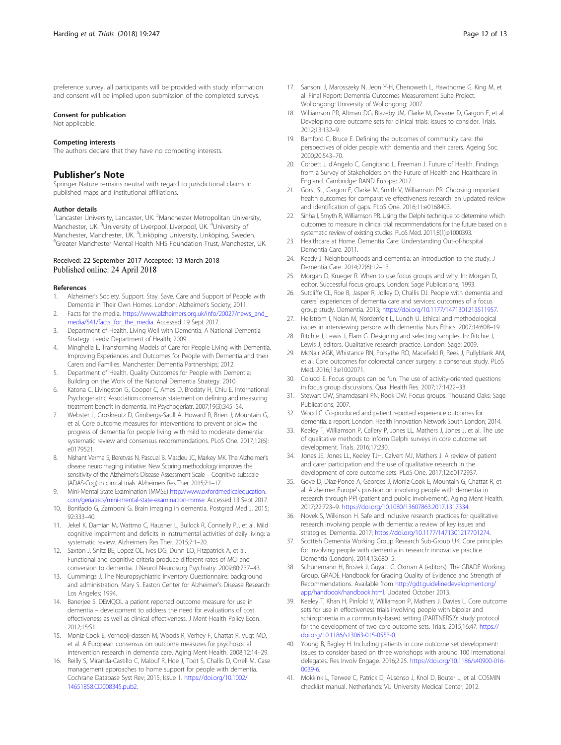preference survey, all participants will be provided with study information and consent will be implied upon submission of the completed surveys.

### Consent for publication

Not applicable.

### Competing interests

The authors declare that they have no competing interests.

## Publisher's Note

Springer Nature remains neutral with regard to jurisdictional claims in published maps and institutional affiliations.

### Author details

[1]Lancaster University, Lancaster, UK. [2]Manchester Metropolitan University, Manchester, UK. [3]University of Liverpool, Liverpool, UK. [4]University of Manchester, Manchester, UK. [5]Linköping University, Linköping, Sweden. [6]Greater Manchester Mental Health NHS Foundation Trust, Manchester, UK.

Received: 22 September 2017 Accepted: 13 March 2018
Published online: 24 April 2018

### References

1. Alzheimer's Society. Support. Stay. Save. Care and Support of People with Dementia in Their Own Homes. London: Alzheimer's Society; 2011.
2. Facts for the media. https://www.alzheimers.org.uk/info/20027/news_and_media/541/facts_for_the_media. Accessed 19 Sept 2017.
3. Department of Health. Living Well with Dementia: A National Dementia Strategy. Leeds: Department of Health; 2009.
4. Minghella E. Transforming Models of Care for People Living with Dementia. Improving Experiences and Outcomes for People with Dementia and their Carers and Families. Manchester: Dementia Partnerships; 2012.
5. Department of Health. Quality Outcomes for People with Dementia: Building on the Work of the National Dementia Strategy. 2010.
6. Katona C, Livingston G, Cooper C, Ames D, Brodaty H, Chiu E. International Psychogeriatric Association consensus statement on defining and measuring treatment benefit in dementia. Int Psychogeriatr. 2007;19(3):345–54.
7. Webster L, Groskreutz D, Grinbergs-Saull A, Howard R, Brien J, Mountain G, et al. Core outcome measures for interventions to prevent or slow the progress of dementia for people living with mild to moderate dementia: systematic review and consensus recommendations. PLoS One. 2017;12(6): e0179521.
8. Nishant Verma S, Beretvas N, Pascual B, Masdeu JC, Markey MK. The Alzheimer's disease neuroimaging initiative. New Scoring methodology improves the sensitivity of the Alzheimer's Disease Assessment Scale – Cognitive subscale (ADAS-Cog) in clinical trials. Alzheimers Res Ther. 2015;7:1–17.
9. Mini-Mental State Examination (MMSE) http://www.oxfordmedicaleducation.com/geriatrics/mini-mental-state-examination-mmse. Accessed 13 Sept 2017.
10. Bonifacio G, Zamboni G. Brain imaging in dementia. Postgrad Med J. 2015; 92:333–40.
11. Jekel K, Damian M, Wattmo C, Hausner L, Bullock R, Connelly PJ, et al. Mild cognitive impairment and deficits in instrumental activities of daily living: a systematic review. Alzheimers Res Ther. 2015;7:1–20.
12. Saxton J, Snitz BE, Lopez OL, Ives DG, Dunn LO, Fitzpatrick A, et al. Functional and cognitive criteria produce different rates of MCI and conversion to dementia. J Neurol Neurosurg Psychiatry. 2009;80:737–43.
13. Cummings J. The Neuropsychiatric Inventory Questionnaire: background and administration. Mary S. Easton Center for Alzheimer's Disease Research: Los Angeles; 1994.
14. Banerjee S. DEMQOL a patient reported outcome measure for use in dementia – development to address the need for evaluations of cost effectiveness as well as clinical effectiveness. J Ment Health Policy Econ. 2012;15:S1.
15. Moniz-Cook E, Vernooij-dassen M, Woods R, Verhey F, Chattat R, Vugt MD, et al. A European consensus on outcome measures for psychosocial intervention research in dementia care. Aging Ment Health. 2008;12:14–29.
16. Reilly S, Miranda-Castillo C, Malouf R, Hoe J, Toot S, Challis D, Orrell M. Case management approaches to home support for people with dementia. Cochrane Database Syst Rev; 2015, Issue 1. https://doi.org/10.1002/14651858.CD008345.pub2.
17. Sansoni J, Marosszeky N, Jeon Y-H, Chenoweth L, Hawthorne G, King M, et al. Final Report: Dementia Outcomes Measurement Suite Project. Wollongong: University of Wollongong; 2007.
18. Williamson PR, Altman DG, Blazeby JM, Clarke M, Devane D, Gargon E, et al. Developing core outcome sets for clinical trials: issues to consider. Trials. 2012;13:132–9.
19. Bamford C, Bruce E. Defining the outcomes of community care: the perspectives of older people with dementia and their carers. Ageing Soc. 2000;20:543–70.
20. Corbett J, d'Angelo C, Gangitano L, Freeman J. Future of Health. Findings from a Survey of Stakeholders on the Future of Health and Healthcare in England. Cambridge: RAND Europe; 2017.
21. Gorst SL, Gargon E, Clarke M, Smith V, Williamson PR. Choosing important health outcomes for comparative effectiveness research: an updated review and identification of gaps. PLoS One. 2016;11:e0168403.
22. Sinha I, Smyth R, Williamson PR. Using the Delphi technique to determine which outcomes to measure in clinical trial: recommendations for the future based on a systematic review of existing studies. PLoS Med. 2011;8(1):e1000393.
23. Healthcare at Home. Dementia Care: Understanding Out-of-hospital Dementia Care. 2011.
24. Keady J. Neighbourhoods and dementia: an introduction to the study. J Dementia Care. 2014;22(6):12–13.
25. Morgan D, Krueger R. When to use focus groups and why. In: Morgan D, editor. Successful focus groups. London: Sage Publications; 1993.
26. Sutcliffe CL, Roe B, Jasper R, Jolley D, Challis DJ. People with dementia and carers' experiences of dementia care and services: outcomes of a focus group study. Dementia. 2013; https://doi.org/10.1177/1471301213511957.
27. Hellström I, Nolan M, Nordenfelt L, Lundh U. Ethical and methodological issues in interviewing persons with dementia. Nurs Ethics. 2007;14:608–19.
28. Ritchie J, Lewis J, Elam G. Designing and selecting samples. In: Ritchie J, Lewis J, editors. Qualitative research practice. London: Sage; 2009.
29. McNair AGK, Whistance RN, Forsythe RO, Macefield R, Rees J, Pullyblank AM, et al. Core outcomes for colorectal cancer surgery: a consensus study. PLoS Med. 2016;13:e1002071.
30. Colucci E. Focus groups can be fun. The use of activity-oriented questions in focus group discussions. Qual Health Res. 2007;17:1422–33.
31. Stewart DW, Shamdasani PN, Rook DW. Focus groups. Thousand Oaks: Sage Publications; 2007.
32. Wood C. Co-produced and patient reported experience outcomes for dementia: a report. London: Health Innovation Network South London; 2014.
33. Keeley T, Williamson P, Callery P, Jones LL, Mathers J, Jones J, et al. The use of qualitative methods to inform Delphi surveys in core outcome set development. Trials. 2016;17:230.
34. Jones JE, Jones LL, Keeley TJH, Calvert MJ, Mathers J. A review of patient and carer participation and the use of qualitative research in the development of core outcome sets. PLoS One. 2017;12:e0172937.
35. Gove D, Diaz-Ponce A, Georges J, Moniz-Cook E, Mountain G, Chattat R, et al. Alzheimer Europe's position on involving people with dementia in research through PPI (patient and public involvement). Aging Ment Health. 2017;22:723–9. https://doi.org/10.1080/13607863.2017.1317334.
36. Novek S, Wilkinson H. Safe and inclusive research practices for qualitative research involving people with dementia: a review of key issues and strategies. Dementia. 2017; https://doi.org/10.1177/1471301217701274.
37. Scottish Dementia Working Group Research Sub-Group UK. Core principles for involving people with dementia in research: innovative practice. Dementia (London). 2014;13:680–5.
38. Schünemann H, Brożek J, Guyatt G, Oxman A (editors). The GRADE Working Group. GRADE Handbook for Grading Quality of Evidence and Strength of Recommendations. Available from http://gdt.guidelinedevelopment.org/app/handbook/handbook.html. Updated October 2013.
39. Keeley T, Khan H, Pinfold V, Williamson P, Mathers J, Davies L. Core outcome sets for use in effectiveness trials involving people with bipolar and schizophrenia in a community-based setting (PARTNERS2): study protocol for the development of two core outcome sets. Trials. 2015;16:47. https://doi.org/10.1186/s13063-015-0553-0.
40. Young B, Bagley H. Including patients in core outcome set development: issues to consider based on three workshops with around 100 international delegates. Res Involv Engage. 2016;2:25. https://doi.org/10.1186/s40900-016-0039-6.
41. Mokkink L, Terwee C, Patrick D, ALsonso J, Knol D, Bouter L, et al. COSMIN checklist manual. Netherlands: VU University Medical Center; 2012.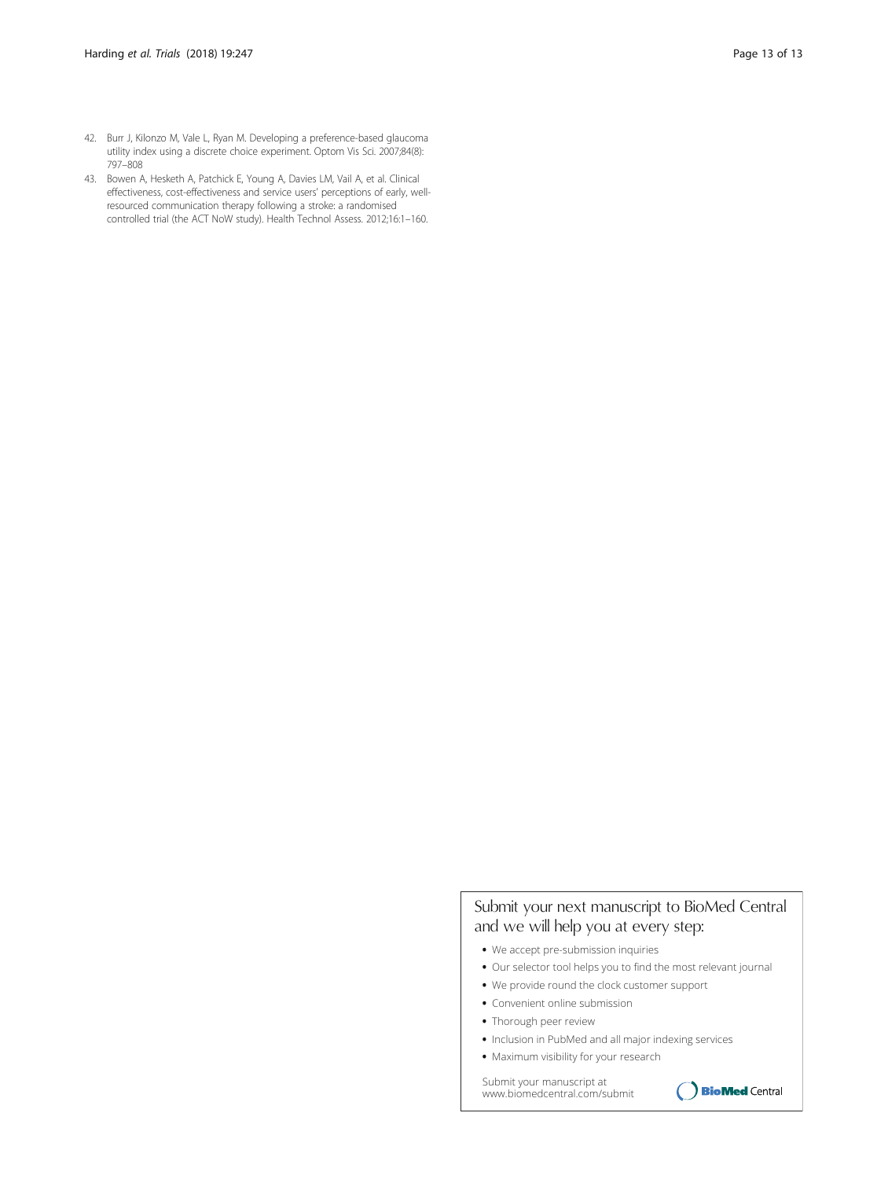42. Burr J, Kilonzo M, Vale L, Ryan M. Developing a preference-based glaucoma utility index using a discrete choice experiment. Optom Vis Sci. 2007;84(8): 797–808
43. Bowen A, Hesketh A, Patchick E, Young A, Davies LM, Vail A, et al. Clinical effectiveness, cost-effectiveness and service users' perceptions of early, well-resourced communication therapy following a stroke: a randomised controlled trial (the ACT NoW study). Health Technol Assess. 2012;16:1–160.

Submit your next manuscript to BioMed Central and we will help you at every step:

- We accept pre-submission inquiries
- Our selector tool helps you to find the most relevant journal
- We provide round the clock customer support
- Convenient online submission
- Thorough peer review
- Inclusion in PubMed and all major indexing services
- Maximum visibility for your research

Submit your manuscript at
www.biomedcentral.com/submit

BioMed Central